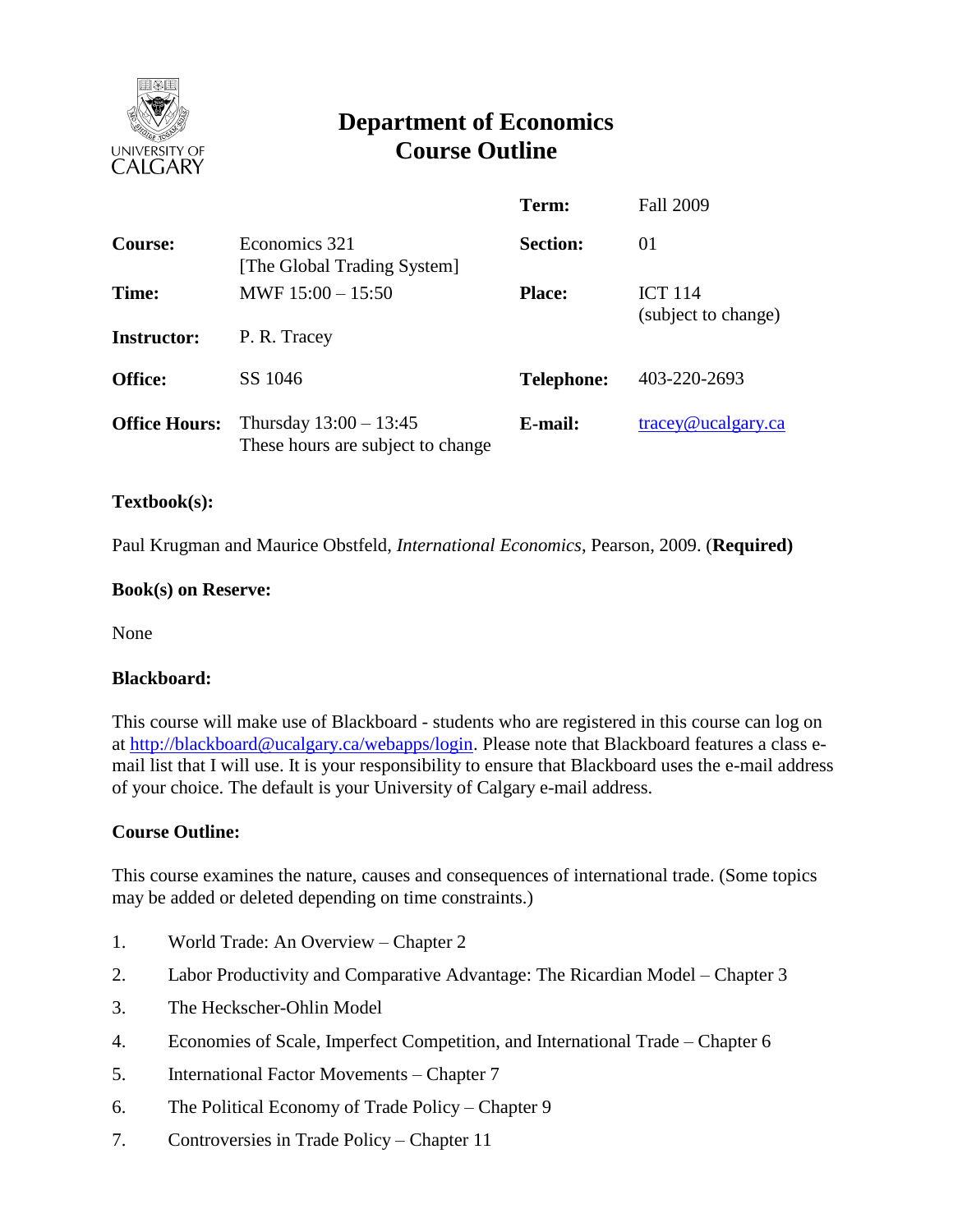# Department of Economics
# Course Outline

| | | | |
|---|---|---|---|
| | | **Term:** | Fall 2009 |
| **Course:** | Economics 321 [The Global Trading System] | **Section:** | 01 |
| **Time:** | MWF 15:00 – 15:50 | **Place:** | ICT 114 (subject to change) |
| **Instructor:** | P. R. Tracey | | |
| **Office:** | SS 1046 | **Telephone:** | 403-220-2693 |
| **Office Hours:** | Thursday 13:00 – 13:45 These hours are subject to change | **E-mail:** | tracey@ucalgary.ca |

### Textbook(s):

Paul Krugman and Maurice Obstfeld, *International Economics*, Pearson, 2009. (**Required)**

### Book(s) on Reserve:

None

### Blackboard:

This course will make use of Blackboard - students who are registered in this course can log on at http://blackboard@ucalgary.ca/webapps/login. Please note that Blackboard features a class e-mail list that I will use. It is your responsibility to ensure that Blackboard uses the e-mail address of your choice. The default is your University of Calgary e-mail address.

### Course Outline:

This course examines the nature, causes and consequences of international trade. (Some topics may be added or deleted depending on time constraints.)

1. World Trade: An Overview – Chapter 2
2. Labor Productivity and Comparative Advantage: The Ricardian Model – Chapter 3
3. The Heckscher-Ohlin Model
4. Economies of Scale, Imperfect Competition, and International Trade – Chapter 6
5. International Factor Movements – Chapter 7
6. The Political Economy of Trade Policy – Chapter 9
7. Controversies in Trade Policy – Chapter 11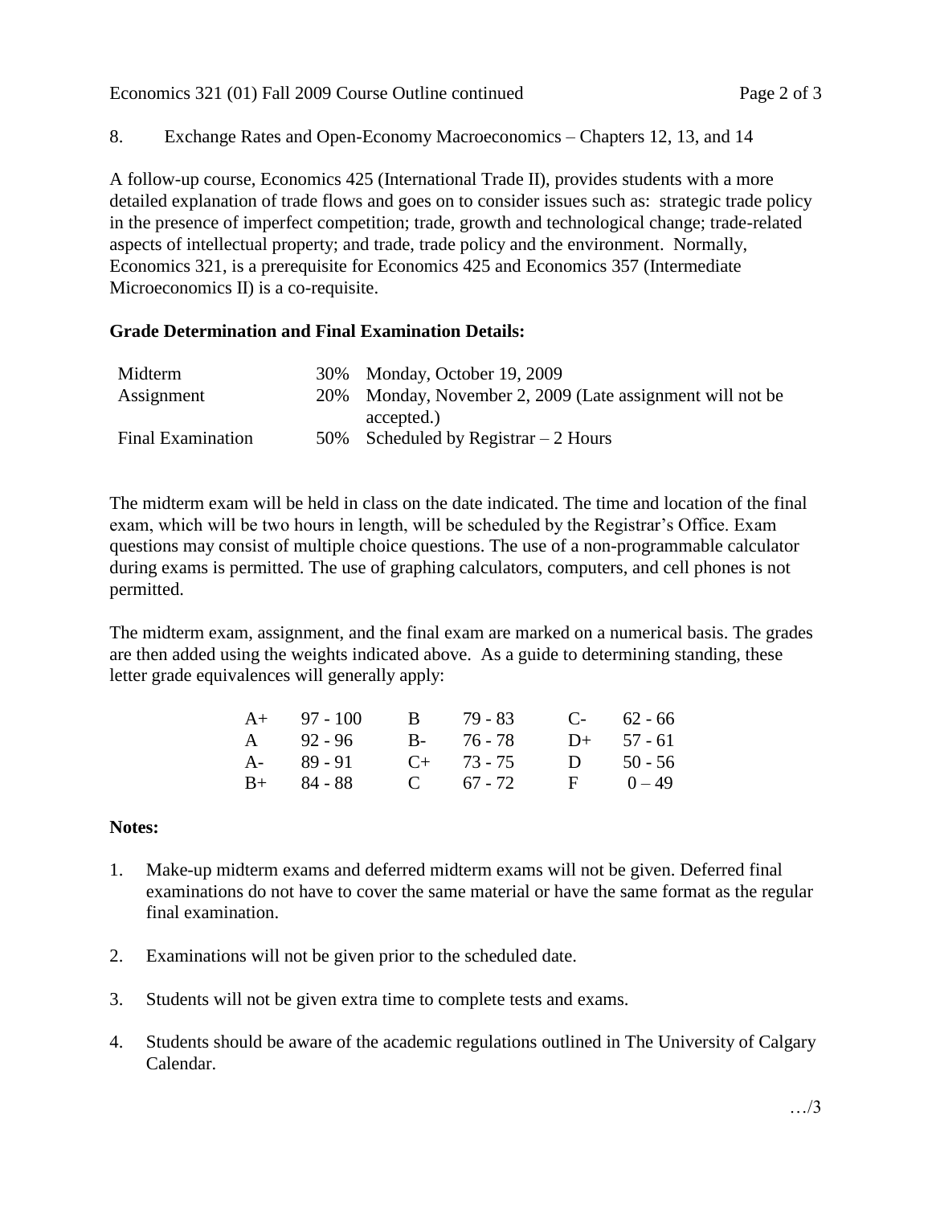8. Exchange Rates and Open-Economy Macroeconomics – Chapters 12, 13, and 14

A follow-up course, Economics 425 (International Trade II), provides students with a more detailed explanation of trade flows and goes on to consider issues such as: strategic trade policy in the presence of imperfect competition; trade, growth and technological change; trade-related aspects of intellectual property; and trade, trade policy and the environment. Normally, Economics 321, is a prerequisite for Economics 425 and Economics 357 (Intermediate Microeconomics II) is a co-requisite.

**Grade Determination and Final Examination Details:**

| | | |
|---|---|---|
| Midterm | 30% | Monday, October 19, 2009 |
| Assignment | 20% | Monday, November 2, 2009 (Late assignment will not be accepted.) |
| Final Examination | 50% | Scheduled by Registrar – 2 Hours |

The midterm exam will be held in class on the date indicated. The time and location of the final exam, which will be two hours in length, will be scheduled by the Registrar's Office. Exam questions may consist of multiple choice questions. The use of a non-programmable calculator during exams is permitted. The use of graphing calculators, computers, and cell phones is not permitted.

The midterm exam, assignment, and the final exam are marked on a numerical basis. The grades are then added using the weights indicated above. As a guide to determining standing, these letter grade equivalences will generally apply:

| | | | | | |
|---|---|---|---|---|---|
| A+ | 97 - 100 | B | 79 - 83 | C- | 62 - 66 |
| A | 92 - 96 | B- | 76 - 78 | D+ | 57 - 61 |
| A- | 89 - 91 | C+ | 73 - 75 | D | 50 - 56 |
| B+ | 84 - 88 | C | 67 - 72 | F | 0 – 49 |

**Notes:**

1. Make-up midterm exams and deferred midterm exams will not be given. Deferred final examinations do not have to cover the same material or have the same format as the regular final examination.

2. Examinations will not be given prior to the scheduled date.

3. Students will not be given extra time to complete tests and exams.

4. Students should be aware of the academic regulations outlined in The University of Calgary Calendar.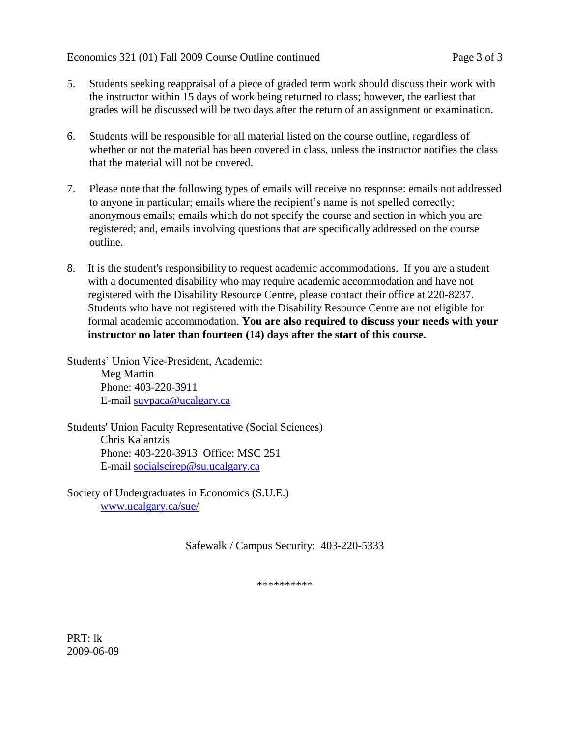5. Students seeking reappraisal of a piece of graded term work should discuss their work with the instructor within 15 days of work being returned to class; however, the earliest that grades will be discussed will be two days after the return of an assignment or examination.

6. Students will be responsible for all material listed on the course outline, regardless of whether or not the material has been covered in class, unless the instructor notifies the class that the material will not be covered.

7. Please note that the following types of emails will receive no response: emails not addressed to anyone in particular; emails where the recipient's name is not spelled correctly; anonymous emails; emails which do not specify the course and section in which you are registered; and, emails involving questions that are specifically addressed on the course outline.

8. It is the student's responsibility to request academic accommodations. If you are a student with a documented disability who may require academic accommodation and have not registered with the Disability Resource Centre, please contact their office at 220-8237. Students who have not registered with the Disability Resource Centre are not eligible for formal academic accommodation. **You are also required to discuss your needs with your instructor no later than fourteen (14) days after the start of this course.**

Students' Union Vice-President, Academic:
Meg Martin
Phone: 403-220-3911
E-mail suvpaca@ucalgary.ca

Students' Union Faculty Representative (Social Sciences)
Chris Kalantzis
Phone: 403-220-3913 Office: MSC 251
E-mail socialscirep@su.ucalgary.ca

Society of Undergraduates in Economics (S.U.E.)
www.ucalgary.ca/sue/

Safewalk / Campus Security: 403-220-5333

**********

PRT: lk
2009-06-09